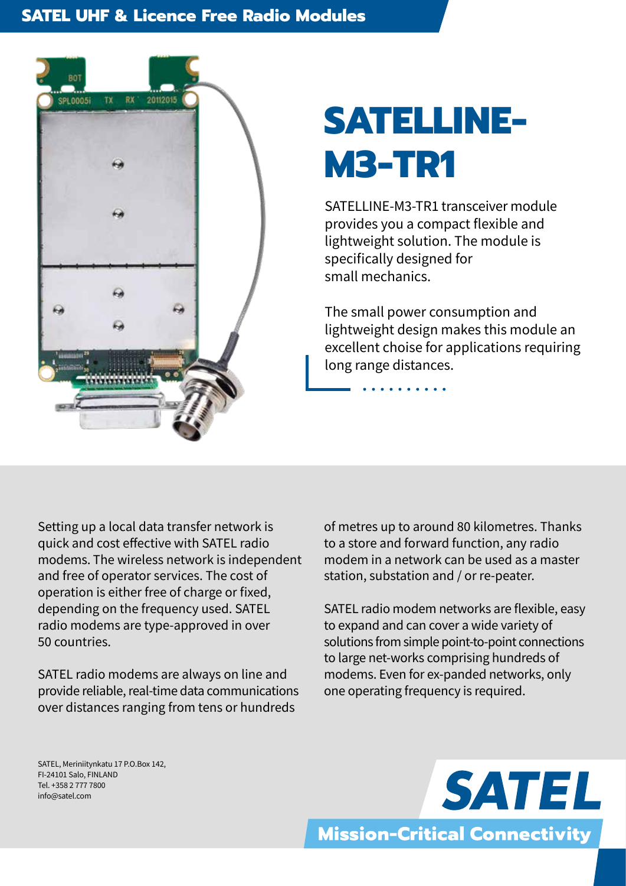SATEL UHF & Licence Free Radio Modules

# SATELLINE-M3-TR1

SATELLINE-M3-TR1 transceiver module provides you a compact flexible and lightweight solution. The module is specifically designed for small mechanics.

The small power consumption and lightweight design makes this module an excellent choise for applications requiring long range distances.

Setting up a local data transfer network is quick and cost effective with SATEL radio modems. The wireless network is independent and free of operator services. The cost of operation is either free of charge or fixed, depending on the frequency used. SATEL radio modems are type-approved in over 50 countries.

SATEL radio modems are always on line and provide reliable, real-time data communications over distances ranging from tens or hundreds of metres up to around 80 kilometres. Thanks to a store and forward function, any radio modem in a network can be used as a master station, substation and / or re-peater.

SATEL radio modem networks are flexible, easy to expand and can cover a wide variety of solutions from simple point-to-point connections to large net-works comprising hundreds of modems. Even for ex-panded networks, only one operating frequency is required.

SATEL, Meriniitynkatu 17 P.O.Box 142,
FI-24101 Salo, FINLAND
Tel. +358 2 777 7800
info@satel.com

SATEL

Mission-Critical Connectivity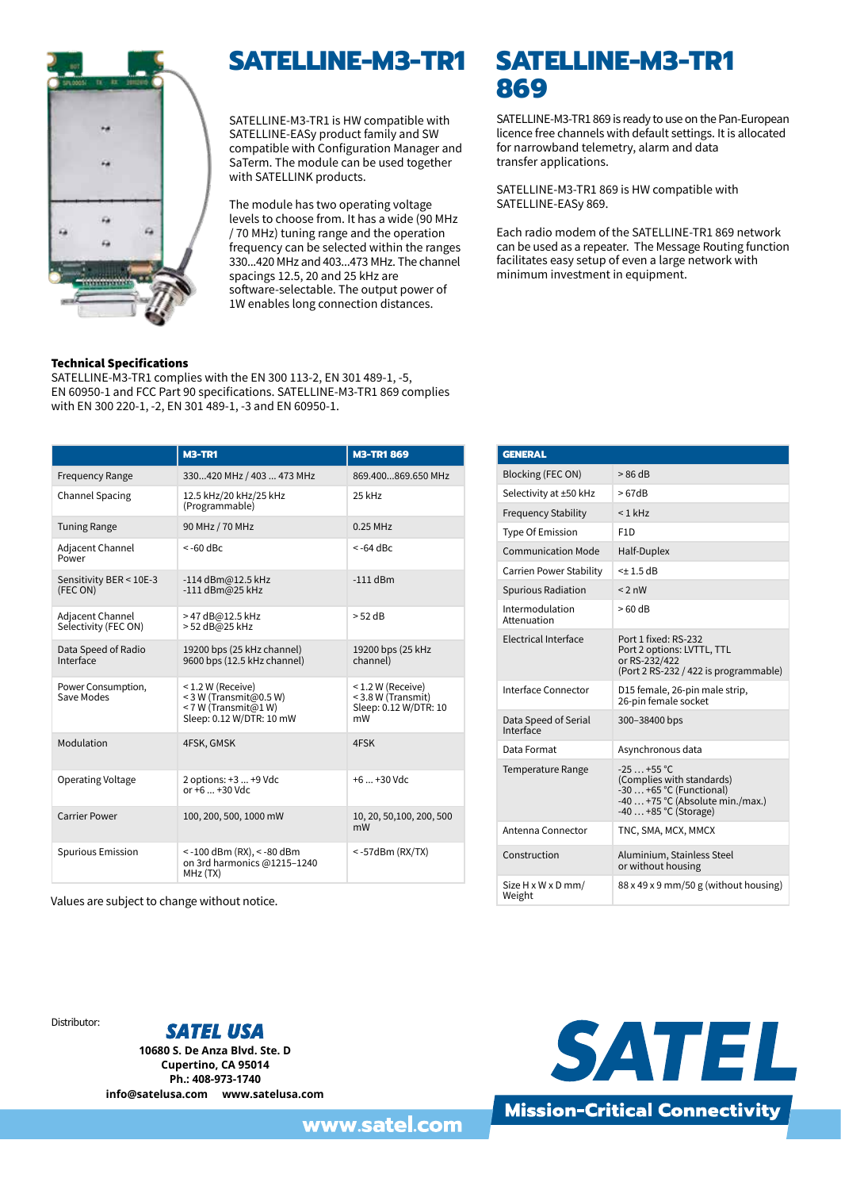# SATELLINE-M3-TR1

SATELLINE-M3-TR1 is HW compatible with SATELLINE-EASy product family and SW compatible with Configuration Manager and SaTerm. The module can be used together with SATELLINK products.

The module has two operating voltage levels to choose from. It has a wide (90 MHz / 70 MHz) tuning range and the operation frequency can be selected within the ranges 330...420 MHz and 403...473 MHz. The channel spacings 12.5, 20 and 25 kHz are software-selectable. The output power of 1W enables long connection distances.

# SATELLINE-M3-TR1 869

SATELLINE-M3-TR1 869 is ready to use on the Pan-European licence free channels with default settings. It is allocated for narrowband telemetry, alarm and data transfer applications.

SATELLINE-M3-TR1 869 is HW compatible with SATELLINE-EASy 869.

Each radio modem of the SATELLINE-TR1 869 network can be used as a repeater. The Message Routing function facilitates easy setup of even a large network with minimum investment in equipment.

**Technical Specifications**

SATELLINE-M3-TR1 complies with the EN 300 113-2, EN 301 489-1, -5, EN 60950-1 and FCC Part 90 specifications. SATELLINE-M3-TR1 869 complies with EN 300 220-1, -2, EN 301 489-1, -3 and EN 60950-1.

| | M3-TR1 | M3-TR1 869 |
|---|---|---|
| Frequency Range | 330...420 MHz / 403 ... 473 MHz | 869.400...869.650 MHz |
| Channel Spacing | 12.5 kHz/20 kHz/25 kHz (Programmable) | 25 kHz |
| Tuning Range | 90 MHz / 70 MHz | 0.25 MHz |
| Adjacent Channel Power | < -60 dBc | < -64 dBc |
| Sensitivity BER < 10E-3 (FEC ON) | -114 dBm@12.5 kHz<br>-111 dBm@25 kHz | -111 dBm |
| Adjacent Channel Selectivity (FEC ON) | > 47 dB@12.5 kHz<br>> 52 dB@25 kHz | > 52 dB |
| Data Speed of Radio Interface | 19200 bps (25 kHz channel)<br>9600 bps (12.5 kHz channel) | 19200 bps (25 kHz channel) |
| Power Consumption, Save Modes | < 1.2 W (Receive)<br>< 3 W (Transmit@0.5 W)<br>< 7 W (Transmit@1 W)<br>Sleep: 0.12 W/DTR: 10 mW | < 1.2 W (Receive)<br>< 3.8 W (Transmit)<br>Sleep: 0.12 W/DTR: 10 mW |
| Modulation | 4FSK, GMSK | 4FSK |
| Operating Voltage | 2 options: +3 ... +9 Vdc or +6 ... +30 Vdc | +6 ... +30 Vdc |
| Carrier Power | 100, 200, 500, 1000 mW | 10, 20, 50,100, 200, 500 mW |
| Spurious Emission | < -100 dBm (RX), < -80 dBm on 3rd harmonics @1215–1240 MHz (TX) | < -57dBm (RX/TX) |

Values are subject to change without notice.

| GENERAL | |
|---|---|
| Blocking (FEC ON) | > 86 dB |
| Selectivity at ±50 kHz | > 67dB |
| Frequency Stability | < 1 kHz |
| Type Of Emission | F1D |
| Communication Mode | Half-Duplex |
| Carrien Power Stability | <± 1.5 dB |
| Spurious Radiation | < 2 nW |
| Intermodulation Attenuation | > 60 dB |
| Electrical Interface | Port 1 fixed: RS-232<br>Port 2 options: LVTTL, TTL or RS-232/422<br>(Port 2 RS-232 / 422 is programmable) |
| Interface Connector | D15 female, 26-pin male strip, 26-pin female socket |
| Data Speed of Serial Interface | 300–38400 bps |
| Data Format | Asynchronous data |
| Temperature Range | -25 … +55 °C (Complies with standards)<br>-30 … +65 °C (Functional)<br>-40 … +75 °C (Absolute min./max.)<br>-40 … +85 °C (Storage) |
| Antenna Connector | TNC, SMA, MCX, MMCX |
| Construction | Aluminium, Stainless Steel or without housing |
| Size H x W x D mm/ Weight | 88 x 49 x 9 mm/50 g (without housing) |

Distributor:

**SATEL USA**
**10680 S. De Anza Blvd. Ste. D**
**Cupertino, CA 95014**
**Ph.: 408-973-1740**
**info@satelusa.com www.satelusa.com**

**SATEL**
**Mission-Critical Connectivity**

**www.satel.com**